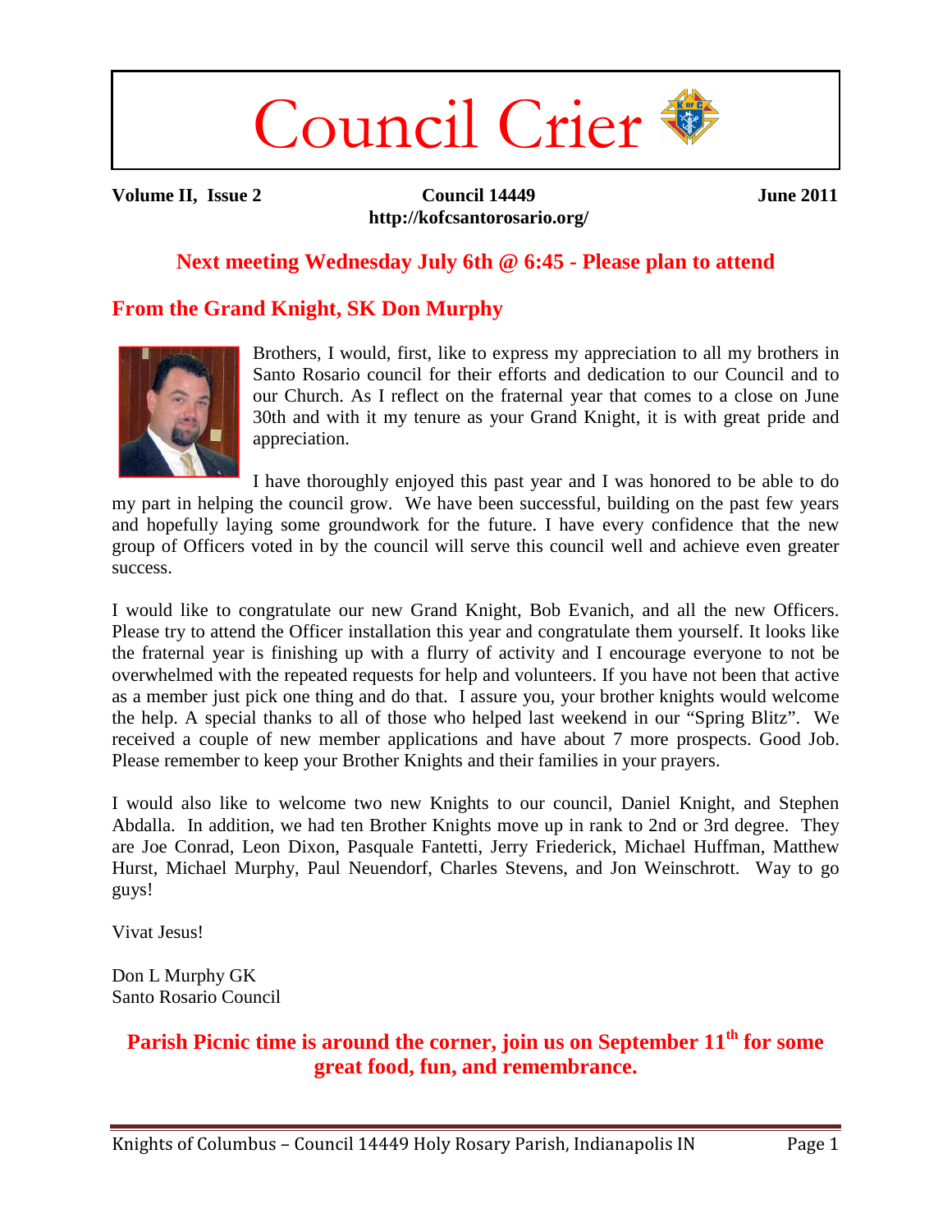# Council Crier

**Volume II, Issue 2** | **Council 14449** | **June 2011**

**http://kofcsantorosario.org/**

## Next meeting Wednesday July 6th @ 6:45 - Please plan to attend

## From the Grand Knight, SK Don Murphy

Brothers, I would, first, like to express my appreciation to all my brothers in Santo Rosario council for their efforts and dedication to our Council and to our Church. As I reflect on the fraternal year that comes to a close on June 30th and with it my tenure as your Grand Knight, it is with great pride and appreciation.

I have thoroughly enjoyed this past year and I was honored to be able to do my part in helping the council grow. We have been successful, building on the past few years and hopefully laying some groundwork for the future. I have every confidence that the new group of Officers voted in by the council will serve this council well and achieve even greater success.

I would like to congratulate our new Grand Knight, Bob Evanich, and all the new Officers. Please try to attend the Officer installation this year and congratulate them yourself. It looks like the fraternal year is finishing up with a flurry of activity and I encourage everyone to not be overwhelmed with the repeated requests for help and volunteers. If you have not been that active as a member just pick one thing and do that. I assure you, your brother knights would welcome the help. A special thanks to all of those who helped last weekend in our "Spring Blitz". We received a couple of new member applications and have about 7 more prospects. Good Job. Please remember to keep your Brother Knights and their families in your prayers.

I would also like to welcome two new Knights to our council, Daniel Knight, and Stephen Abdalla. In addition, we had ten Brother Knights move up in rank to 2nd or 3rd degree. They are Joe Conrad, Leon Dixon, Pasquale Fantetti, Jerry Friederick, Michael Huffman, Matthew Hurst, Michael Murphy, Paul Neuendorf, Charles Stevens, and Jon Weinschrott. Way to go guys!

Vivat Jesus!

Don L Murphy GK
Santo Rosario Council

**Parish Picnic time is around the corner, join us on September 11th for some great food, fun, and remembrance.**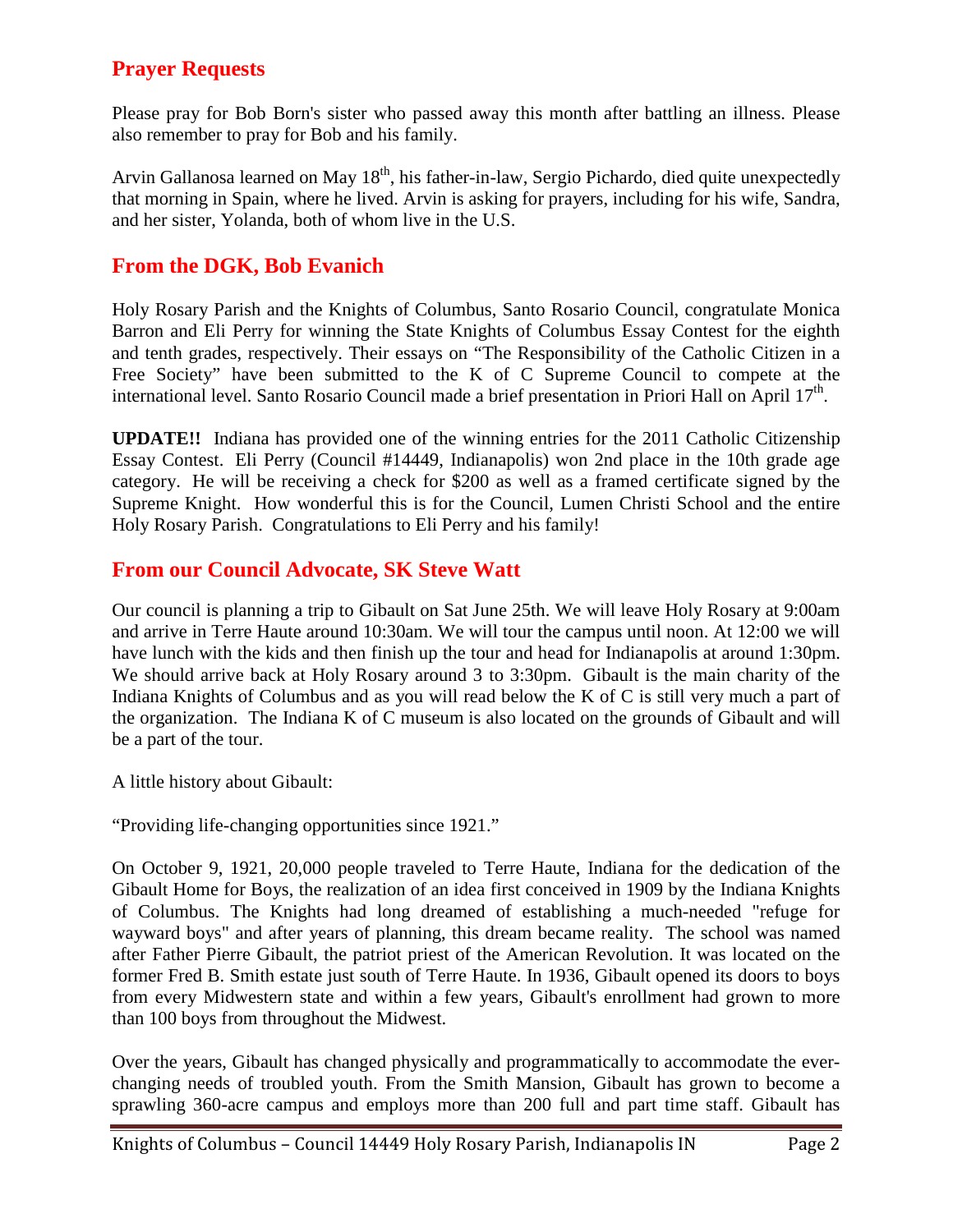## Prayer Requests

Please pray for Bob Born's sister who passed away this month after battling an illness. Please also remember to pray for Bob and his family.

Arvin Gallanosa learned on May 18th, his father-in-law, Sergio Pichardo, died quite unexpectedly that morning in Spain, where he lived. Arvin is asking for prayers, including for his wife, Sandra, and her sister, Yolanda, both of whom live in the U.S.

## From the DGK, Bob Evanich

Holy Rosary Parish and the Knights of Columbus, Santo Rosario Council, congratulate Monica Barron and Eli Perry for winning the State Knights of Columbus Essay Contest for the eighth and tenth grades, respectively. Their essays on "The Responsibility of the Catholic Citizen in a Free Society" have been submitted to the K of C Supreme Council to compete at the international level. Santo Rosario Council made a brief presentation in Priori Hall on April 17th.

**UPDATE!!** Indiana has provided one of the winning entries for the 2011 Catholic Citizenship Essay Contest. Eli Perry (Council #14449, Indianapolis) won 2nd place in the 10th grade age category. He will be receiving a check for $200 as well as a framed certificate signed by the Supreme Knight. How wonderful this is for the Council, Lumen Christi School and the entire Holy Rosary Parish. Congratulations to Eli Perry and his family!

## From our Council Advocate, SK Steve Watt

Our council is planning a trip to Gibault on Sat June 25th. We will leave Holy Rosary at 9:00am and arrive in Terre Haute around 10:30am. We will tour the campus until noon. At 12:00 we will have lunch with the kids and then finish up the tour and head for Indianapolis at around 1:30pm. We should arrive back at Holy Rosary around 3 to 3:30pm. Gibault is the main charity of the Indiana Knights of Columbus and as you will read below the K of C is still very much a part of the organization. The Indiana K of C museum is also located on the grounds of Gibault and will be a part of the tour.

A little history about Gibault:

"Providing life-changing opportunities since 1921."

On October 9, 1921, 20,000 people traveled to Terre Haute, Indiana for the dedication of the Gibault Home for Boys, the realization of an idea first conceived in 1909 by the Indiana Knights of Columbus. The Knights had long dreamed of establishing a much-needed "refuge for wayward boys" and after years of planning, this dream became reality. The school was named after Father Pierre Gibault, the patriot priest of the American Revolution. It was located on the former Fred B. Smith estate just south of Terre Haute. In 1936, Gibault opened its doors to boys from every Midwestern state and within a few years, Gibault's enrollment had grown to more than 100 boys from throughout the Midwest.

Over the years, Gibault has changed physically and programmatically to accommodate the ever-changing needs of troubled youth. From the Smith Mansion, Gibault has grown to become a sprawling 360-acre campus and employs more than 200 full and part time staff. Gibault has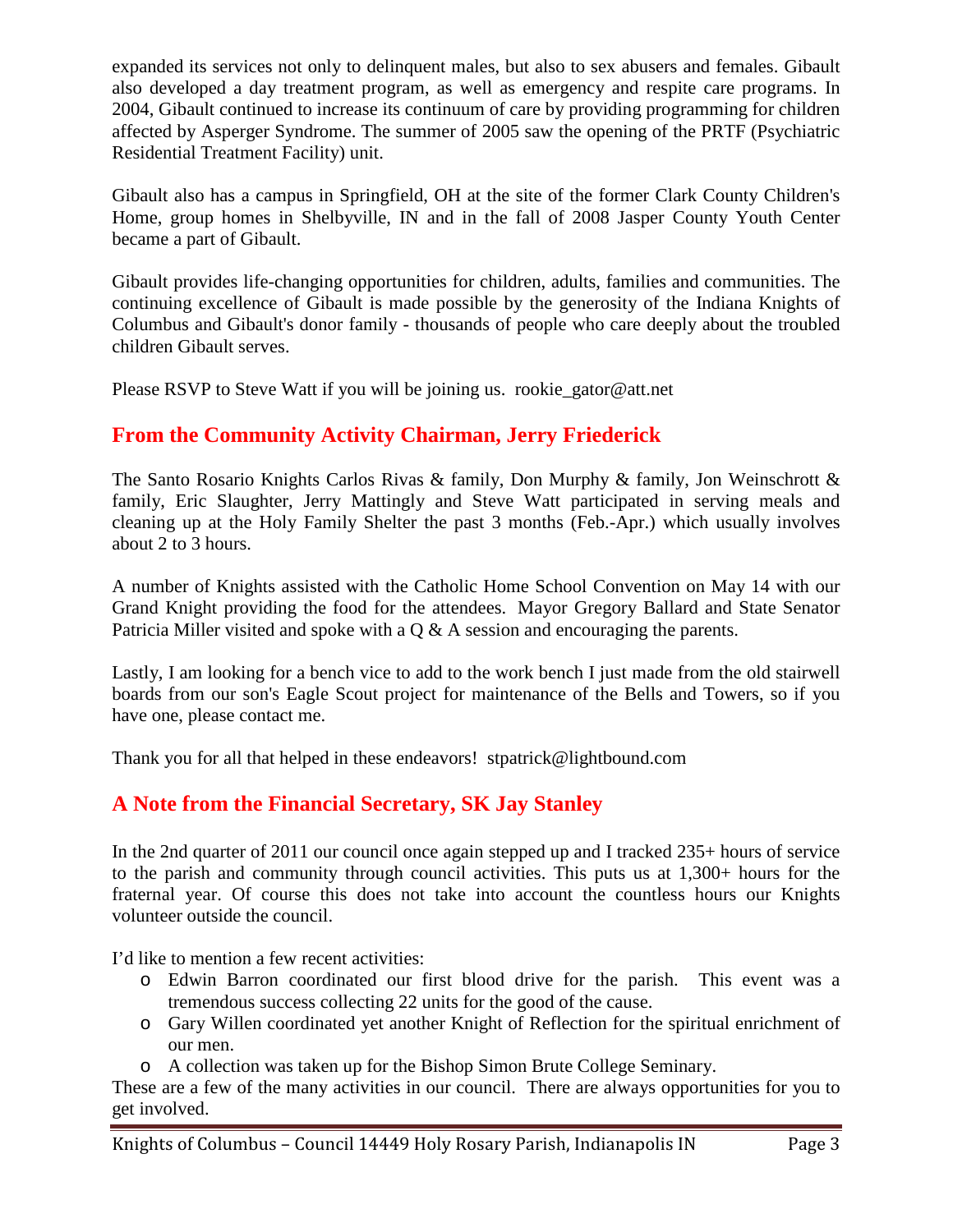expanded its services not only to delinquent males, but also to sex abusers and females. Gibault also developed a day treatment program, as well as emergency and respite care programs. In 2004, Gibault continued to increase its continuum of care by providing programming for children affected by Asperger Syndrome. The summer of 2005 saw the opening of the PRTF (Psychiatric Residential Treatment Facility) unit.

Gibault also has a campus in Springfield, OH at the site of the former Clark County Children's Home, group homes in Shelbyville, IN and in the fall of 2008 Jasper County Youth Center became a part of Gibault.

Gibault provides life-changing opportunities for children, adults, families and communities. The continuing excellence of Gibault is made possible by the generosity of the Indiana Knights of Columbus and Gibault's donor family - thousands of people who care deeply about the troubled children Gibault serves.

Please RSVP to Steve Watt if you will be joining us. rookie_gator@att.net

## From the Community Activity Chairman, Jerry Friederick

The Santo Rosario Knights Carlos Rivas & family, Don Murphy & family, Jon Weinschrott & family, Eric Slaughter, Jerry Mattingly and Steve Watt participated in serving meals and cleaning up at the Holy Family Shelter the past 3 months (Feb.-Apr.) which usually involves about 2 to 3 hours.

A number of Knights assisted with the Catholic Home School Convention on May 14 with our Grand Knight providing the food for the attendees. Mayor Gregory Ballard and State Senator Patricia Miller visited and spoke with a Q & A session and encouraging the parents.

Lastly, I am looking for a bench vice to add to the work bench I just made from the old stairwell boards from our son's Eagle Scout project for maintenance of the Bells and Towers, so if you have one, please contact me.

Thank you for all that helped in these endeavors! stpatrick@lightbound.com

## A Note from the Financial Secretary, SK Jay Stanley

In the 2nd quarter of 2011 our council once again stepped up and I tracked 235+ hours of service to the parish and community through council activities. This puts us at 1,300+ hours for the fraternal year. Of course this does not take into account the countless hours our Knights volunteer outside the council.

I'd like to mention a few recent activities:

- Edwin Barron coordinated our first blood drive for the parish. This event was a tremendous success collecting 22 units for the good of the cause.
- Gary Willen coordinated yet another Knight of Reflection for the spiritual enrichment of our men.
- A collection was taken up for the Bishop Simon Brute College Seminary.

These are a few of the many activities in our council. There are always opportunities for you to get involved.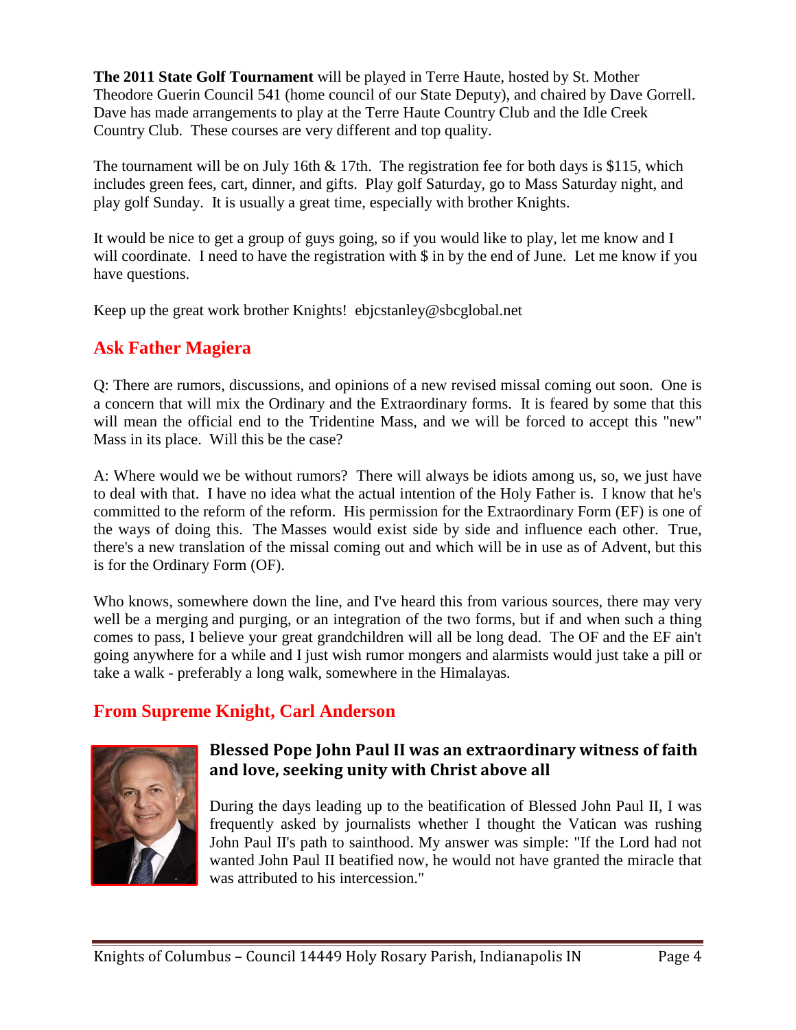**The 2011 State Golf Tournament** will be played in Terre Haute, hosted by St. Mother Theodore Guerin Council 541 (home council of our State Deputy), and chaired by Dave Gorrell. Dave has made arrangements to play at the Terre Haute Country Club and the Idle Creek Country Club. These courses are very different and top quality.

The tournament will be on July 16th & 17th. The registration fee for both days is $115, which includes green fees, cart, dinner, and gifts. Play golf Saturday, go to Mass Saturday night, and play golf Sunday. It is usually a great time, especially with brother Knights.

It would be nice to get a group of guys going, so if you would like to play, let me know and I will coordinate. I need to have the registration with $ in by the end of June. Let me know if you have questions.

Keep up the great work brother Knights! ebjcstanley@sbcglobal.net

## Ask Father Magiera

Q: There are rumors, discussions, and opinions of a new revised missal coming out soon. One is a concern that will mix the Ordinary and the Extraordinary forms. It is feared by some that this will mean the official end to the Tridentine Mass, and we will be forced to accept this "new" Mass in its place. Will this be the case?

A: Where would we be without rumors? There will always be idiots among us, so, we just have to deal with that. I have no idea what the actual intention of the Holy Father is. I know that he's committed to the reform of the reform. His permission for the Extraordinary Form (EF) is one of the ways of doing this. The Masses would exist side by side and influence each other. True, there's a new translation of the missal coming out and which will be in use as of Advent, but this is for the Ordinary Form (OF).

Who knows, somewhere down the line, and I've heard this from various sources, there may very well be a merging and purging, or an integration of the two forms, but if and when such a thing comes to pass, I believe your great grandchildren will all be long dead. The OF and the EF ain't going anywhere for a while and I just wish rumor mongers and alarmists would just take a pill or take a walk - preferably a long walk, somewhere in the Himalayas.

## From Supreme Knight, Carl Anderson

### Blessed Pope John Paul II was an extraordinary witness of faith and love, seeking unity with Christ above all

During the days leading up to the beatification of Blessed John Paul II, I was frequently asked by journalists whether I thought the Vatican was rushing John Paul II's path to sainthood. My answer was simple: "If the Lord had not wanted John Paul II beatified now, he would not have granted the miracle that was attributed to his intercession."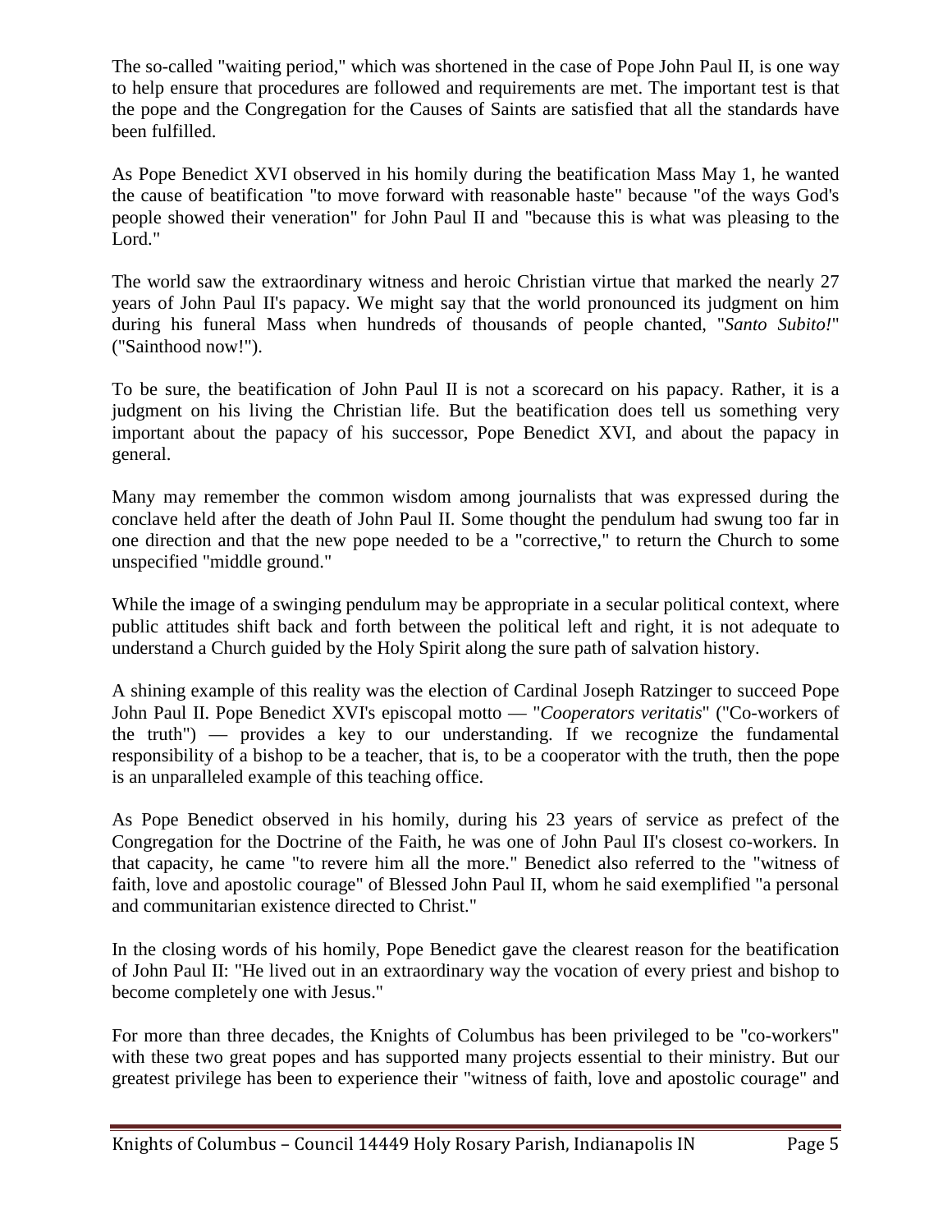The so-called "waiting period," which was shortened in the case of Pope John Paul II, is one way to help ensure that procedures are followed and requirements are met. The important test is that the pope and the Congregation for the Causes of Saints are satisfied that all the standards have been fulfilled.

As Pope Benedict XVI observed in his homily during the beatification Mass May 1, he wanted the cause of beatification "to move forward with reasonable haste" because "of the ways God's people showed their veneration" for John Paul II and "because this is what was pleasing to the Lord."

The world saw the extraordinary witness and heroic Christian virtue that marked the nearly 27 years of John Paul II's papacy. We might say that the world pronounced its judgment on him during his funeral Mass when hundreds of thousands of people chanted, "*Santo Subito!*" ("Sainthood now!").

To be sure, the beatification of John Paul II is not a scorecard on his papacy. Rather, it is a judgment on his living the Christian life. But the beatification does tell us something very important about the papacy of his successor, Pope Benedict XVI, and about the papacy in general.

Many may remember the common wisdom among journalists that was expressed during the conclave held after the death of John Paul II. Some thought the pendulum had swung too far in one direction and that the new pope needed to be a "corrective," to return the Church to some unspecified "middle ground."

While the image of a swinging pendulum may be appropriate in a secular political context, where public attitudes shift back and forth between the political left and right, it is not adequate to understand a Church guided by the Holy Spirit along the sure path of salvation history.

A shining example of this reality was the election of Cardinal Joseph Ratzinger to succeed Pope John Paul II. Pope Benedict XVI's episcopal motto — "*Cooperators veritatis*" ("Co-workers of the truth") — provides a key to our understanding. If we recognize the fundamental responsibility of a bishop to be a teacher, that is, to be a cooperator with the truth, then the pope is an unparalleled example of this teaching office.

As Pope Benedict observed in his homily, during his 23 years of service as prefect of the Congregation for the Doctrine of the Faith, he was one of John Paul II's closest co-workers. In that capacity, he came "to revere him all the more." Benedict also referred to the "witness of faith, love and apostolic courage" of Blessed John Paul II, whom he said exemplified "a personal and communitarian existence directed to Christ."

In the closing words of his homily, Pope Benedict gave the clearest reason for the beatification of John Paul II: "He lived out in an extraordinary way the vocation of every priest and bishop to become completely one with Jesus."

For more than three decades, the Knights of Columbus has been privileged to be "co-workers" with these two great popes and has supported many projects essential to their ministry. But our greatest privilege has been to experience their "witness of faith, love and apostolic courage" and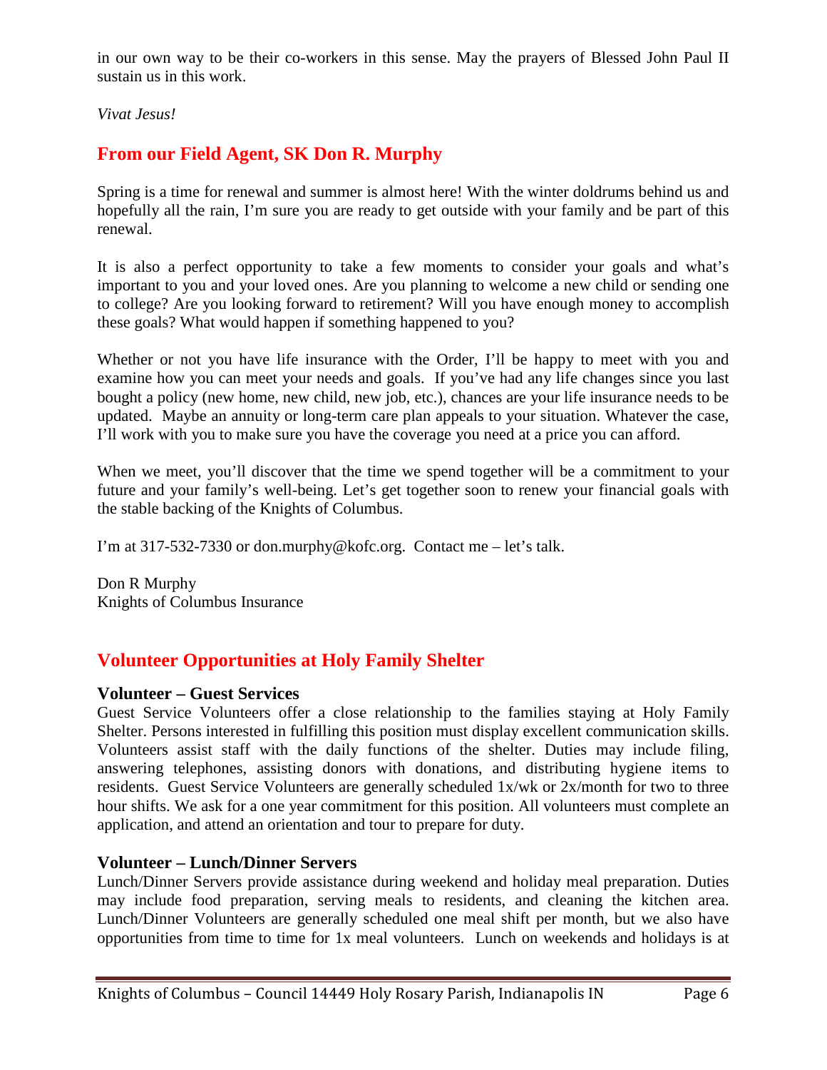in our own way to be their co-workers in this sense. May the prayers of Blessed John Paul II sustain us in this work.

*Vivat Jesus!*

## From our Field Agent, SK Don R. Murphy

Spring is a time for renewal and summer is almost here! With the winter doldrums behind us and hopefully all the rain, I'm sure you are ready to get outside with your family and be part of this renewal.

It is also a perfect opportunity to take a few moments to consider your goals and what's important to you and your loved ones. Are you planning to welcome a new child or sending one to college? Are you looking forward to retirement? Will you have enough money to accomplish these goals? What would happen if something happened to you?

Whether or not you have life insurance with the Order, I'll be happy to meet with you and examine how you can meet your needs and goals. If you've had any life changes since you last bought a policy (new home, new child, new job, etc.), chances are your life insurance needs to be updated. Maybe an annuity or long-term care plan appeals to your situation. Whatever the case, I'll work with you to make sure you have the coverage you need at a price you can afford.

When we meet, you'll discover that the time we spend together will be a commitment to your future and your family's well-being. Let's get together soon to renew your financial goals with the stable backing of the Knights of Columbus.

I'm at 317-532-7330 or don.murphy@kofc.org. Contact me – let's talk.

Don R Murphy
Knights of Columbus Insurance

## Volunteer Opportunities at Holy Family Shelter

### Volunteer – Guest Services

Guest Service Volunteers offer a close relationship to the families staying at Holy Family Shelter. Persons interested in fulfilling this position must display excellent communication skills. Volunteers assist staff with the daily functions of the shelter. Duties may include filing, answering telephones, assisting donors with donations, and distributing hygiene items to residents. Guest Service Volunteers are generally scheduled 1x/wk or 2x/month for two to three hour shifts. We ask for a one year commitment for this position. All volunteers must complete an application, and attend an orientation and tour to prepare for duty.

### Volunteer – Lunch/Dinner Servers

Lunch/Dinner Servers provide assistance during weekend and holiday meal preparation. Duties may include food preparation, serving meals to residents, and cleaning the kitchen area. Lunch/Dinner Volunteers are generally scheduled one meal shift per month, but we also have opportunities from time to time for 1x meal volunteers. Lunch on weekends and holidays is at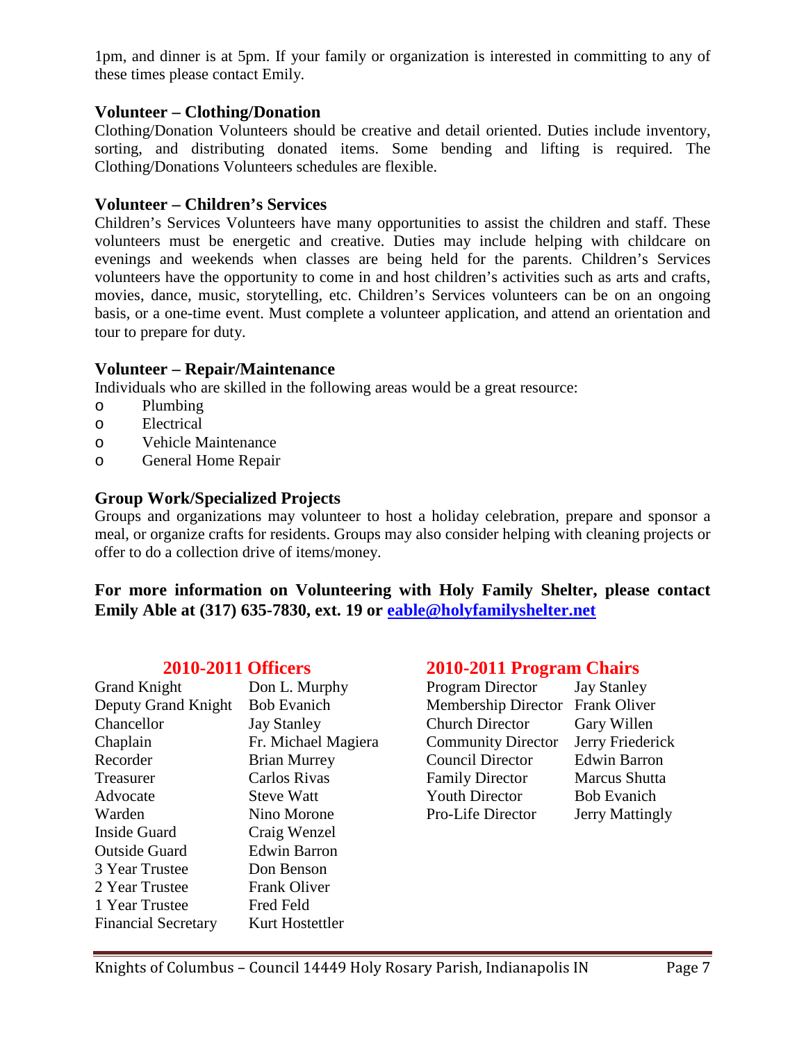1pm, and dinner is at 5pm. If your family or organization is interested in committing to any of these times please contact Emily.

### Volunteer – Clothing/Donation

Clothing/Donation Volunteers should be creative and detail oriented. Duties include inventory, sorting, and distributing donated items. Some bending and lifting is required. The Clothing/Donations Volunteers schedules are flexible.

### Volunteer – Children's Services

Children's Services Volunteers have many opportunities to assist the children and staff. These volunteers must be energetic and creative. Duties may include helping with childcare on evenings and weekends when classes are being held for the parents. Children's Services volunteers have the opportunity to come in and host children's activities such as arts and crafts, movies, dance, music, storytelling, etc. Children's Services volunteers can be on an ongoing basis, or a one-time event. Must complete a volunteer application, and attend an orientation and tour to prepare for duty.

### Volunteer – Repair/Maintenance

Individuals who are skilled in the following areas would be a great resource:

- Plumbing
- Electrical
- Vehicle Maintenance
- General Home Repair

### Group Work/Specialized Projects

Groups and organizations may volunteer to host a holiday celebration, prepare and sponsor a meal, or organize crafts for residents. Groups may also consider helping with cleaning projects or offer to do a collection drive of items/money.

**For more information on Volunteering with Holy Family Shelter, please contact Emily Able at (317) 635-7830, ext. 19 or eable@holyfamilyshelter.net**

## 2010-2011 Officers

| | |
|---|---|
| Grand Knight | Don L. Murphy |
| Deputy Grand Knight | Bob Evanich |
| Chancellor | Jay Stanley |
| Chaplain | Fr. Michael Magiera |
| Recorder | Brian Murrey |
| Treasurer | Carlos Rivas |
| Advocate | Steve Watt |
| Warden | Nino Morone |
| Inside Guard | Craig Wenzel |
| Outside Guard | Edwin Barron |
| 3 Year Trustee | Don Benson |
| 2 Year Trustee | Frank Oliver |
| 1 Year Trustee | Fred Feld |
| Financial Secretary | Kurt Hostettler |

## 2010-2011 Program Chairs

| | |
|---|---|
| Program Director | Jay Stanley |
| Membership Director | Frank Oliver |
| Church Director | Gary Willen |
| Community Director | Jerry Friederick |
| Council Director | Edwin Barron |
| Family Director | Marcus Shutta |
| Youth Director | Bob Evanich |
| Pro-Life Director | Jerry Mattingly |